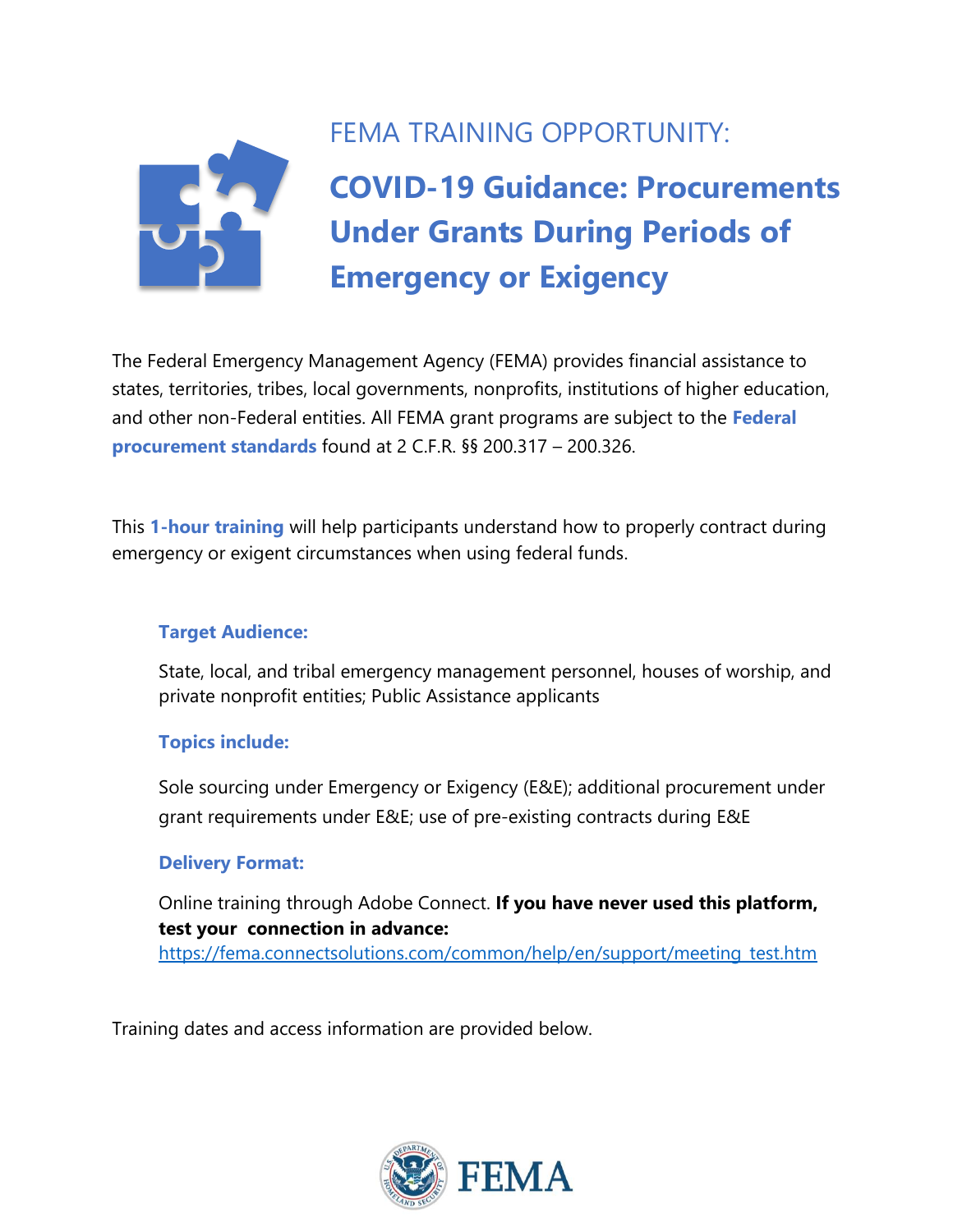FEMA TRAINING OPPORTUNITY:

# COVID-19 Guidance: Procurements Under Grants During Periods of Emergency or Exigency

The Federal Emergency Management Agency (FEMA) provides financial assistance to states, territories, tribes, local governments, nonprofits, institutions of higher education, and other non-Federal entities. All FEMA grant programs are subject to the **Federal procurement standards** found at 2 C.F.R. §§ 200.317 – 200.326.

This **1-hour training** will help participants understand how to properly contract during emergency or exigent circumstances when using federal funds.

### Target Audience:

State, local, and tribal emergency management personnel, houses of worship, and private nonprofit entities; Public Assistance applicants

### Topics include:

Sole sourcing under Emergency or Exigency (E&E); additional procurement under grant requirements under E&E; use of pre-existing contracts during E&E

### Delivery Format:

Online training through Adobe Connect. **If you have never used this platform, test your connection in advance:** https://fema.connectsolutions.com/common/help/en/support/meeting_test.htm

Training dates and access information are provided below.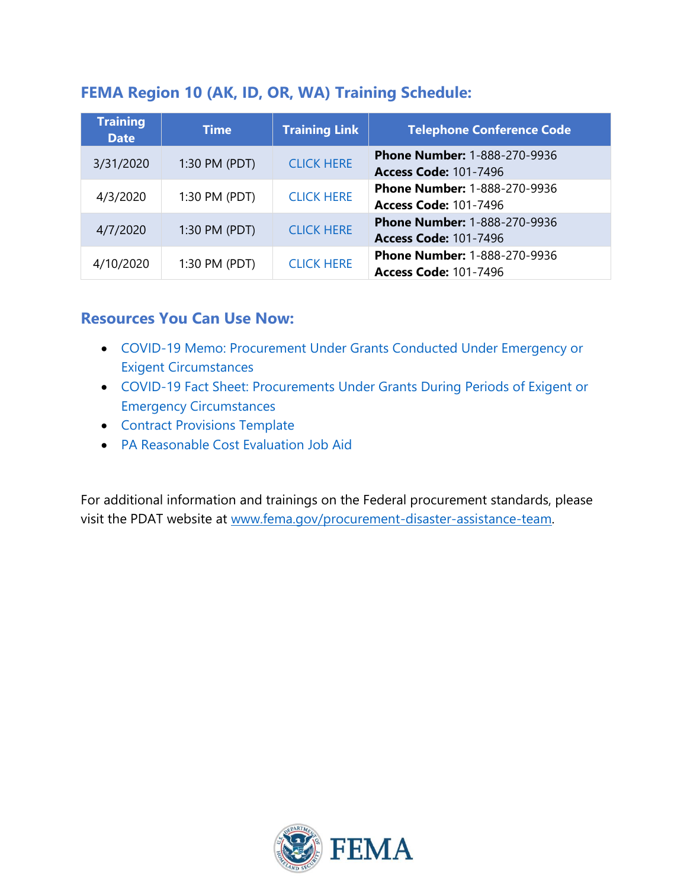## FEMA Region 10 (AK, ID, OR, WA) Training Schedule:

| Training Date | Time | Training Link | Telephone Conference Code |
|---|---|---|---|
| 3/31/2020 | 1:30 PM (PDT) | CLICK HERE | **Phone Number:** 1-888-270-9936 **Access Code:** 101-7496 |
| 4/3/2020 | 1:30 PM (PDT) | CLICK HERE | **Phone Number:** 1-888-270-9936 **Access Code:** 101-7496 |
| 4/7/2020 | 1:30 PM (PDT) | CLICK HERE | **Phone Number:** 1-888-270-9936 **Access Code:** 101-7496 |
| 4/10/2020 | 1:30 PM (PDT) | CLICK HERE | **Phone Number:** 1-888-270-9936 **Access Code:** 101-7496 |

## Resources You Can Use Now:

- COVID-19 Memo: Procurement Under Grants Conducted Under Emergency or Exigent Circumstances
- COVID-19 Fact Sheet: Procurements Under Grants During Periods of Exigent or Emergency Circumstances
- Contract Provisions Template
- PA Reasonable Cost Evaluation Job Aid

For additional information and trainings on the Federal procurement standards, please visit the PDAT website at www.fema.gov/procurement-disaster-assistance-team.

FEMA